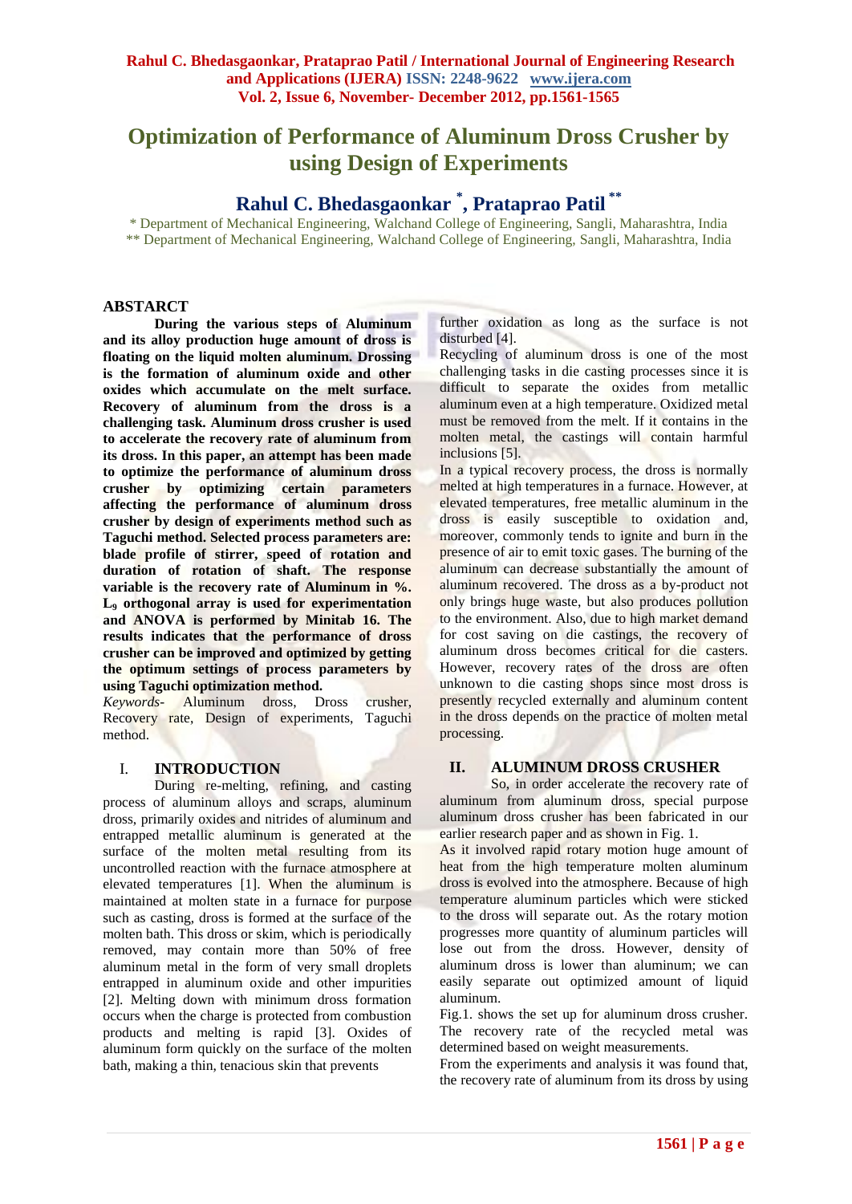# Optimization of Performance of Aluminum Dross Crusher by using Design of Experiments

## Rahul C. Bhedasgaonkar [*], Prataprao Patil [**]

[*] Department of Mechanical Engineering, Walchand College of Engineering, Sangli, Maharashtra, India
[**] Department of Mechanical Engineering, Walchand College of Engineering, Sangli, Maharashtra, India

## ABSTARCT

**During the various steps of Aluminum and its alloy production huge amount of dross is floating on the liquid molten aluminum. Drossing is the formation of aluminum oxide and other oxides which accumulate on the melt surface. Recovery of aluminum from the dross is a challenging task. Aluminum dross crusher is used to accelerate the recovery rate of aluminum from its dross. In this paper, an attempt has been made to optimize the performance of aluminum dross crusher by optimizing certain parameters affecting the performance of aluminum dross crusher by design of experiments method such as Taguchi method. Selected process parameters are: blade profile of stirrer, speed of rotation and duration of rotation of shaft. The response variable is the recovery rate of Aluminum in %. $L_9$ orthogonal array is used for experimentation and ANOVA is performed by Minitab 16. The results indicates that the performance of dross crusher can be improved and optimized by getting the optimum settings of process parameters by using Taguchi optimization method.**

*Keywords-* Aluminum dross, Dross crusher, Recovery rate, Design of experiments, Taguchi method.

## I. INTRODUCTION

During re-melting, refining, and casting process of aluminum alloys and scraps, aluminum dross, primarily oxides and nitrides of aluminum and entrapped metallic aluminum is generated at the surface of the molten metal resulting from its uncontrolled reaction with the furnace atmosphere at elevated temperatures [1]. When the aluminum is maintained at molten state in a furnace for purpose such as casting, dross is formed at the surface of the molten bath. This dross or skim, which is periodically removed, may contain more than 50% of free aluminum metal in the form of very small droplets entrapped in aluminum oxide and other impurities [2]. Melting down with minimum dross formation occurs when the charge is protected from combustion products and melting is rapid [3]. Oxides of aluminum form quickly on the surface of the molten bath, making a thin, tenacious skin that prevents further oxidation as long as the surface is not disturbed [4].

Recycling of aluminum dross is one of the most challenging tasks in die casting processes since it is difficult to separate the oxides from metallic aluminum even at a high temperature. Oxidized metal must be removed from the melt. If it contains in the molten metal, the castings will contain harmful inclusions [5].

In a typical recovery process, the dross is normally melted at high temperatures in a furnace. However, at elevated temperatures, free metallic aluminum in the dross is easily susceptible to oxidation and, moreover, commonly tends to ignite and burn in the presence of air to emit toxic gases. The burning of the aluminum can decrease substantially the amount of aluminum recovered. The dross as a by-product not only brings huge waste, but also produces pollution to the environment. Also, due to high market demand for cost saving on die castings, the recovery of aluminum dross becomes critical for die casters. However, recovery rates of the dross are often unknown to die casting shops since most dross is presently recycled externally and aluminum content in the dross depends on the practice of molten metal processing.

## II. ALUMINUM DROSS CRUSHER

So, in order accelerate the recovery rate of aluminum from aluminum dross, special purpose aluminum dross crusher has been fabricated in our earlier research paper and as shown in Fig. 1.

As it involved rapid rotary motion huge amount of heat from the high temperature molten aluminum dross is evolved into the atmosphere. Because of high temperature aluminum particles which were sticked to the dross will separate out. As the rotary motion progresses more quantity of aluminum particles will lose out from the dross. However, density of aluminum dross is lower than aluminum; we can easily separate out optimized amount of liquid aluminum.

Fig.1. shows the set up for aluminum dross crusher. The recovery rate of the recycled metal was determined based on weight measurements.

From the experiments and analysis it was found that, the recovery rate of aluminum from its dross by using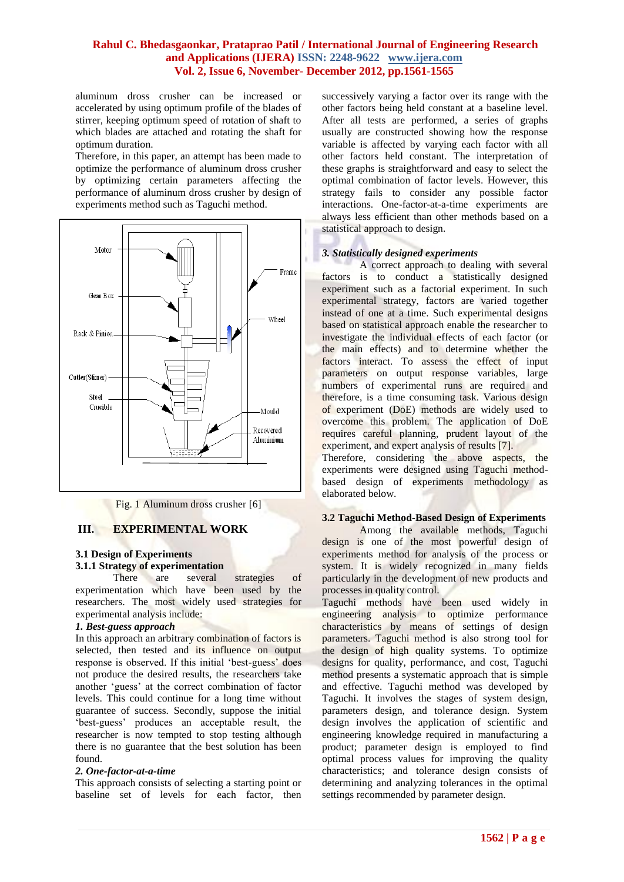aluminum dross crusher can be increased or accelerated by using optimum profile of the blades of stirrer, keeping optimum speed of rotation of shaft to which blades are attached and rotating the shaft for optimum duration.

Therefore, in this paper, an attempt has been made to optimize the performance of aluminum dross crusher by optimizing certain parameters affecting the performance of aluminum dross crusher by design of experiments method such as Taguchi method.

Fig. 1 Aluminum dross crusher [6]

## III. EXPERIMENTAL WORK

### 3.1 Design of Experiments

### 3.1.1 Strategy of experimentation

There are several strategies of experimentation which have been used by the researchers. The most widely used strategies for experimental analysis include:

***1. Best-guess approach***

In this approach an arbitrary combination of factors is selected, then tested and its influence on output response is observed. If this initial 'best-guess' does not produce the desired results, the researchers take another 'guess' at the correct combination of factor levels. This could continue for a long time without guarantee of success. Secondly, suppose the initial 'best-guess' produces an acceptable result, the researcher is now tempted to stop testing although there is no guarantee that the best solution has been found.

***2. One-factor-at-a-time***

This approach consists of selecting a starting point or baseline set of levels for each factor, then successively varying a factor over its range with the other factors being held constant at a baseline level. After all tests are performed, a series of graphs usually are constructed showing how the response variable is affected by varying each factor with all other factors held constant. The interpretation of these graphs is straightforward and easy to select the optimal combination of factor levels. However, this strategy fails to consider any possible factor interactions. One-factor-at-a-time experiments are always less efficient than other methods based on a statistical approach to design.

***3. Statistically designed experiments***

A correct approach to dealing with several factors is to conduct a statistically designed experiment such as a factorial experiment. In such experimental strategy, factors are varied together instead of one at a time. Such experimental designs based on statistical approach enable the researcher to investigate the individual effects of each factor (or the main effects) and to determine whether the factors interact. To assess the effect of input parameters on output response variables, large numbers of experimental runs are required and therefore, is a time consuming task. Various design of experiment (DoE) methods are widely used to overcome this problem. The application of DoE requires careful planning, prudent layout of the experiment, and expert analysis of results [7].

Therefore, considering the above aspects, the experiments were designed using Taguchi method-based design of experiments methodology as elaborated below.

### 3.2 Taguchi Method-Based Design of Experiments

Among the available methods, Taguchi design is one of the most powerful design of experiments method for analysis of the process or system. It is widely recognized in many fields particularly in the development of new products and processes in quality control.

Taguchi methods have been used widely in engineering analysis to optimize performance characteristics by means of settings of design parameters. Taguchi method is also strong tool for the design of high quality systems. To optimize designs for quality, performance, and cost, Taguchi method presents a systematic approach that is simple and effective. Taguchi method was developed by Taguchi. It involves the stages of system design, parameters design, and tolerance design. System design involves the application of scientific and engineering knowledge required in manufacturing a product; parameter design is employed to find optimal process values for improving the quality characteristics; and tolerance design consists of determining and analyzing tolerances in the optimal settings recommended by parameter design.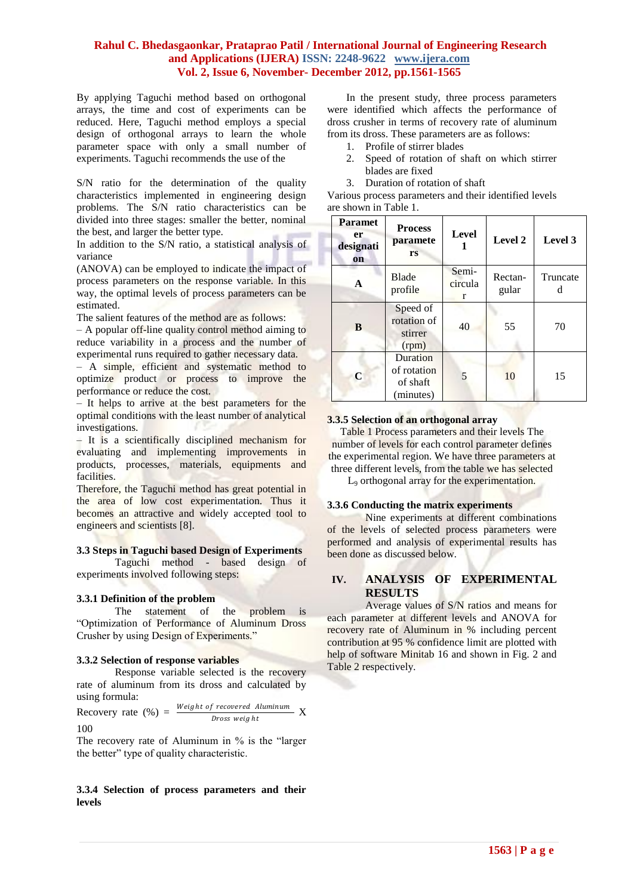By applying Taguchi method based on orthogonal arrays, the time and cost of experiments can be reduced. Here, Taguchi method employs a special design of orthogonal arrays to learn the whole parameter space with only a small number of experiments. Taguchi recommends the use of the

S/N ratio for the determination of the quality characteristics implemented in engineering design problems. The S/N ratio characteristics can be divided into three stages: smaller the better, nominal the best, and larger the better type.

In addition to the S/N ratio, a statistical analysis of variance

(ANOVA) can be employed to indicate the impact of process parameters on the response variable. In this way, the optimal levels of process parameters can be estimated.

The salient features of the method are as follows:

– A popular off-line quality control method aiming to reduce variability in a process and the number of experimental runs required to gather necessary data.

– A simple, efficient and systematic method to optimize product or process to improve the performance or reduce the cost.

– It helps to arrive at the best parameters for the optimal conditions with the least number of analytical investigations.

– It is a scientifically disciplined mechanism for evaluating and implementing improvements in products, processes, materials, equipments and facilities.

Therefore, the Taguchi method has great potential in the area of low cost experimentation. Thus it becomes an attractive and widely accepted tool to engineers and scientists [8].

### 3.3 Steps in Taguchi based Design of Experiments

Taguchi method - based design of experiments involved following steps:

#### 3.3.1 Definition of the problem

The statement of the problem is "Optimization of Performance of Aluminum Dross Crusher by using Design of Experiments."

#### 3.3.2 Selection of response variables

Response variable selected is the recovery rate of aluminum from its dross and calculated by using formula:

$$\text{Recovery rate (\%)} = \frac{\text{Weight of recovered Aluminum}}{\text{Dross weight}} \times 100$$

The recovery rate of Aluminum in % is the "larger the better" type of quality characteristic.

#### 3.3.4 Selection of process parameters and their levels

In the present study, three process parameters were identified which affects the performance of dross crusher in terms of recovery rate of aluminum from its dross. These parameters are as follows:

1. Profile of stirrer blades
2. Speed of rotation of shaft on which stirrer blades are fixed
3. Duration of rotation of shaft

Various process parameters and their identified levels are shown in Table 1.

| Parameter designation | Process parameters | Level 1 | Level 2 | Level 3 |
|---|---|---|---|---|
| **A** | Blade profile | Semi-circular | Rectan-gular | Truncated |
| **B** | Speed of rotation of stirrer (rpm) | 40 | 55 | 70 |
| **C** | Duration of rotation of shaft (minutes) | 5 | 10 | 15 |

#### 3.3.5 Selection of an orthogonal array

Table 1 Process parameters and their levels The number of levels for each control parameter defines the experimental region. We have three parameters at three different levels, from the table we has selected $L_9$ orthogonal array for the experimentation.

#### 3.3.6 Conducting the matrix experiments

Nine experiments at different combinations of the levels of selected process parameters were performed and analysis of experimental results has been done as discussed below.

## IV. ANALYSIS OF EXPERIMENTAL RESULTS

Average values of S/N ratios and means for each parameter at different levels and ANOVA for recovery rate of Aluminum in % including percent contribution at 95 % confidence limit are plotted with help of software Minitab 16 and shown in Fig. 2 and Table 2 respectively.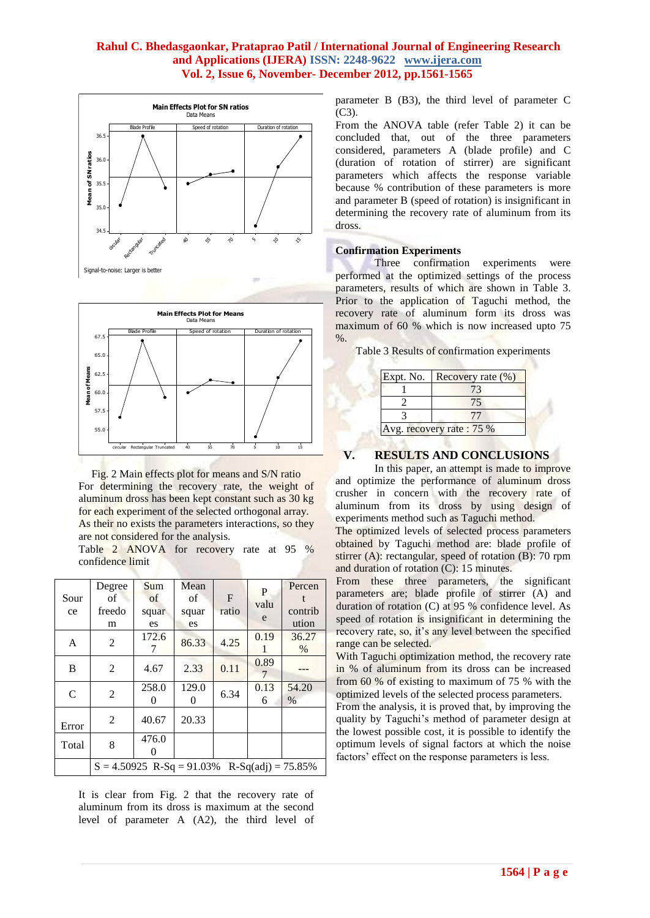Fig. 2 Main effects plot for means and S/N ratio

For determining the recovery rate, the weight of aluminum dross has been kept constant such as 30 kg for each experiment of the selected orthogonal array. As their no exists the parameters interactions, so they are not considered for the analysis.

Table 2 ANOVA for recovery rate at 95 % confidence limit

| Source | Degree of freedom | Sum of squares | Mean of squares | F ratio | P value | Percent contribution |
|---|---|---|---|---|---|---|
| A | 2 | 172.67 | 86.33 | 4.25 | 0.191 | 36.27 % |
| B | 2 | 4.67 | 2.33 | 0.11 | 0.897 | --- |
| C | 2 | 258.00 | 129.00 | 6.34 | 0.136 | 54.20 % |
| Error | 2 | 40.67 | 20.33 | | | |
| Total | 8 | 476.00 | | | | |
| | S = 4.50925 R-Sq = 91.03% R-Sq(adj) = 75.85% | | | | | |

It is clear from Fig. 2 that the recovery rate of aluminum from its dross is maximum at the second level of parameter A (A2), the third level of parameter B (B3), the third level of parameter C (C3).

From the ANOVA table (refer Table 2) it can be concluded that, out of the three parameters considered, parameters A (blade profile) and C (duration of rotation of stirrer) are significant parameters which affects the response variable because % contribution of these parameters is more and parameter B (speed of rotation) is insignificant in determining the recovery rate of aluminum from its dross.

### Confirmation Experiments

Three confirmation experiments were performed at the optimized settings of the process parameters, results of which are shown in Table 3. Prior to the application of Taguchi method, the recovery rate of aluminum form its dross was maximum of 60 % which is now increased upto 75 %.

Table 3 Results of confirmation experiments

| Expt. No. | Recovery rate (%) |
|---|---|
| 1 | 73 |
| 2 | 75 |
| 3 | 77 |
| Avg. recovery rate : 75 % | |

## V. RESULTS AND CONCLUSIONS

In this paper, an attempt is made to improve and optimize the performance of aluminum dross crusher in concern with the recovery rate of aluminum from its dross by using design of experiments method such as Taguchi method.

The optimized levels of selected process parameters obtained by Taguchi method are: blade profile of stirrer (A): rectangular, speed of rotation (B): 70 rpm and duration of rotation (C): 15 minutes.

From these three parameters, the significant parameters are; blade profile of stirrer (A) and duration of rotation (C) at 95 % confidence level. As speed of rotation is insignificant in determining the recovery rate, so, it's any level between the specified range can be selected.

With Taguchi optimization method, the recovery rate in % of aluminum from its dross can be increased from 60 % of existing to maximum of 75 % with the optimized levels of the selected process parameters.

From the analysis, it is proved that, by improving the quality by Taguchi's method of parameter design at the lowest possible cost, it is possible to identify the optimum levels of signal factors at which the noise factors' effect on the response parameters is less.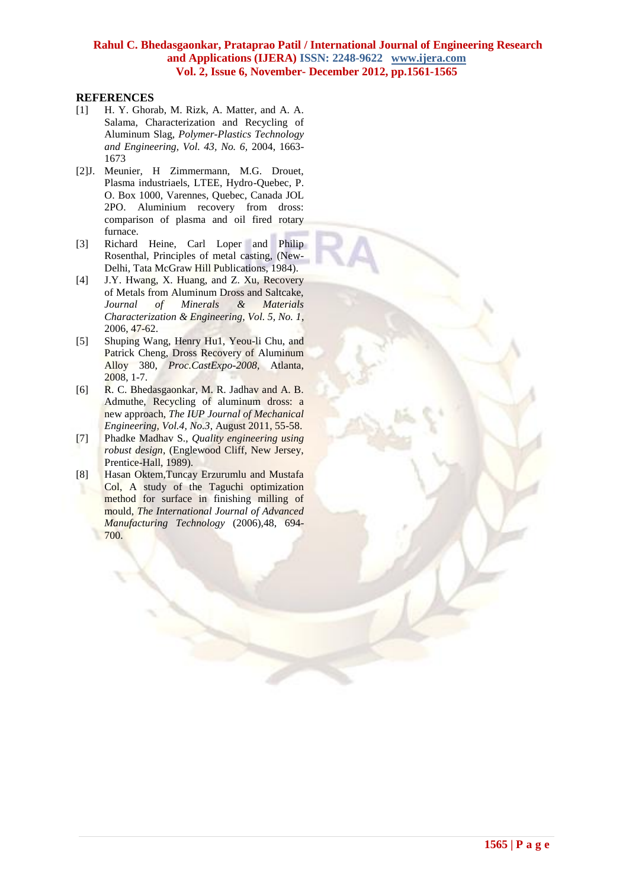## REFERENCES

[1] H. Y. Ghorab, M. Rizk, A. Matter, and A. A. Salama, Characterization and Recycling of Aluminum Slag, *Polymer-Plastics Technology and Engineering, Vol. 43, No. 6,* 2004, 1663-1673

[2]J. Meunier, H Zimmermann, M.G. Drouet, Plasma industriaels, LTEE, Hydro-Quebec, P. O. Box 1000, Varennes, Quebec, Canada JOL 2PO. Aluminium recovery from dross: comparison of plasma and oil fired rotary furnace.

[3] Richard Heine, Carl Loper and Philip Rosenthal, Principles of metal casting, (New-Delhi, Tata McGraw Hill Publications, 1984).

[4] J.Y. Hwang, X. Huang, and Z. Xu, Recovery of Metals from Aluminum Dross and Saltcake, *Journal of Minerals & Materials Characterization & Engineering, Vol. 5, No. 1*, 2006, 47-62.

[5] Shuping Wang, Henry Hu1, Yeou-li Chu, and Patrick Cheng, Dross Recovery of Aluminum Alloy 380, *Proc.CastExpo-2008,* Atlanta, 2008, 1-7.

[6] R. C. Bhedasgaonkar, M. R. Jadhav and A. B. Admuthe, Recycling of aluminum dross: a new approach, *The IUP Journal of Mechanical Engineering, Vol.4, No.3,* August 2011, 55-58.

[7] Phadke Madhav S., *Quality engineering using robust design*, (Englewood Cliff, New Jersey, Prentice-Hall, 1989).

[8] Hasan Oktem,Tuncay Erzurumlu and Mustafa Col, A study of the Taguchi optimization method for surface in finishing milling of mould, *The International Journal of Advanced Manufacturing Technology* (2006),48, 694-700.